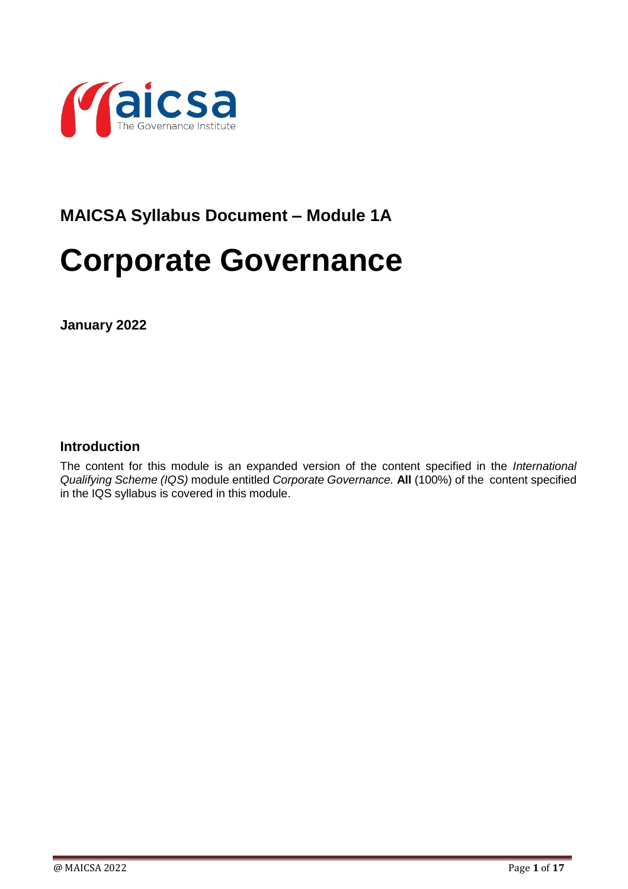## MAICSA Syllabus Document – Module 1A

# Corporate Governance

**January 2022**

### Introduction

The content for this module is an expanded version of the content specified in the *International Qualifying Scheme (IQS)* module entitled *Corporate Governance.* **All** (100%) of the content specified in the IQS syllabus is covered in this module.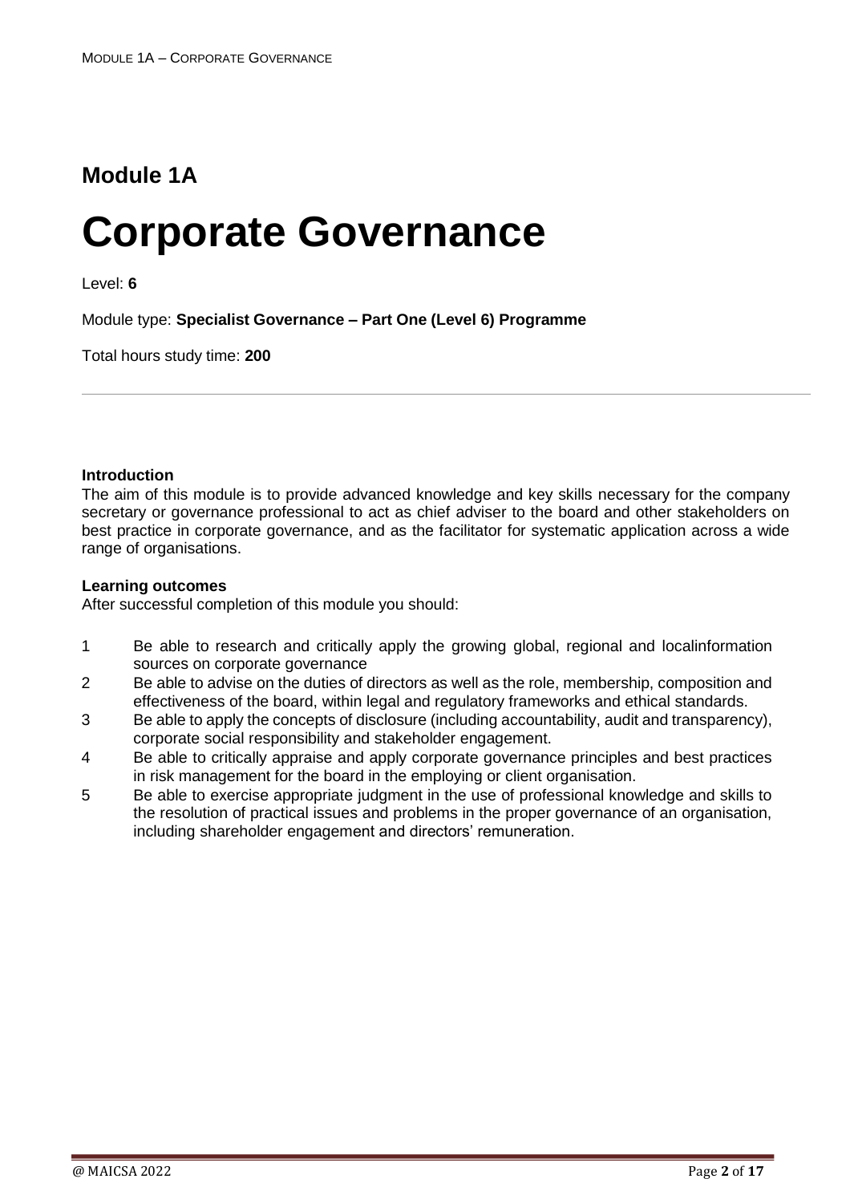## Module 1A

# Corporate Governance

Level: **6**

Module type: **Specialist Governance – Part One (Level 6) Programme**

Total hours study time: **200**

---

**Introduction**

The aim of this module is to provide advanced knowledge and key skills necessary for the company secretary or governance professional to act as chief adviser to the board and other stakeholders on best practice in corporate governance, and as the facilitator for systematic application across a wide range of organisations.

**Learning outcomes**

After successful completion of this module you should:

1. Be able to research and critically apply the growing global, regional and localinformation sources on corporate governance
2. Be able to advise on the duties of directors as well as the role, membership, composition and effectiveness of the board, within legal and regulatory frameworks and ethical standards.
3. Be able to apply the concepts of disclosure (including accountability, audit and transparency), corporate social responsibility and stakeholder engagement.
4. Be able to critically appraise and apply corporate governance principles and best practices in risk management for the board in the employing or client organisation.
5. Be able to exercise appropriate judgment in the use of professional knowledge and skills to the resolution of practical issues and problems in the proper governance of an organisation, including shareholder engagement and directors' remuneration.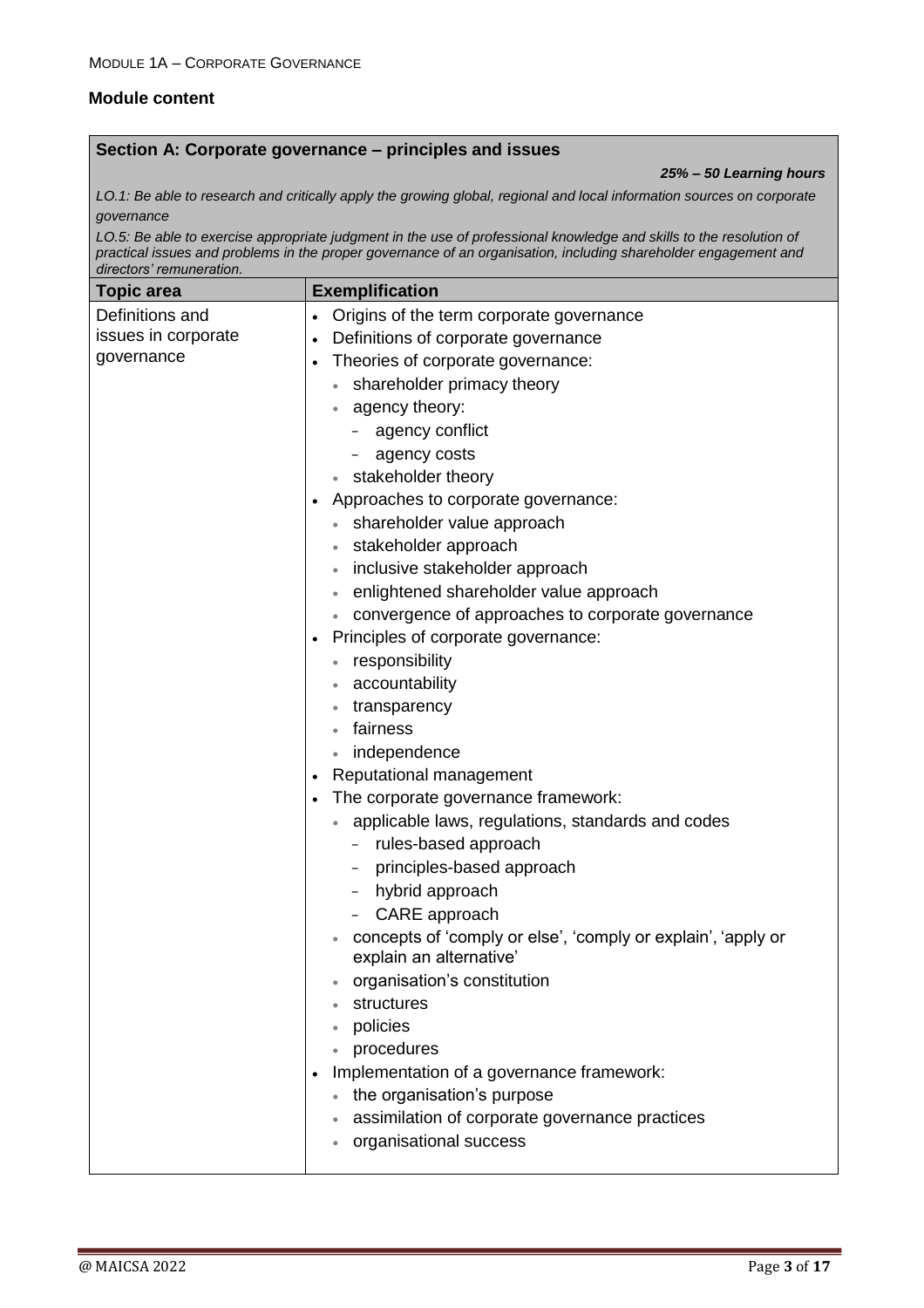## Module content

| **Section A: Corporate governance – principles and issues** | |
|---|---|
| | ***25% – 50 Learning hours*** |
| *LO.1: Be able to research and critically apply the growing global, regional and local information sources on corporate governance* <br> *LO.5: Be able to exercise appropriate judgment in the use of professional knowledge and skills to the resolution of practical issues and problems in the proper governance of an organisation, including shareholder engagement and directors' remuneration.* | |
| **Topic area** | **Exemplification** |
| Definitions and issues in corporate governance | • Origins of the term corporate governance <br> • Definitions of corporate governance <br> • Theories of corporate governance: <br> &nbsp;&nbsp;◦ shareholder primacy theory <br> &nbsp;&nbsp;◦ agency theory: <br> &nbsp;&nbsp;&nbsp;&nbsp;- agency conflict <br> &nbsp;&nbsp;&nbsp;&nbsp;- agency costs <br> &nbsp;&nbsp;◦ stakeholder theory <br> • Approaches to corporate governance: <br> &nbsp;&nbsp;◦ shareholder value approach <br> &nbsp;&nbsp;◦ stakeholder approach <br> &nbsp;&nbsp;◦ inclusive stakeholder approach <br> &nbsp;&nbsp;◦ enlightened shareholder value approach <br> &nbsp;&nbsp;◦ convergence of approaches to corporate governance <br> • Principles of corporate governance: <br> &nbsp;&nbsp;◦ responsibility <br> &nbsp;&nbsp;◦ accountability <br> &nbsp;&nbsp;◦ transparency <br> &nbsp;&nbsp;◦ fairness <br> &nbsp;&nbsp;◦ independence <br> • Reputational management <br> • The corporate governance framework: <br> &nbsp;&nbsp;◦ applicable laws, regulations, standards and codes <br> &nbsp;&nbsp;&nbsp;&nbsp;- rules-based approach <br> &nbsp;&nbsp;&nbsp;&nbsp;- principles-based approach <br> &nbsp;&nbsp;&nbsp;&nbsp;- hybrid approach <br> &nbsp;&nbsp;&nbsp;&nbsp;- CARE approach <br> &nbsp;&nbsp;◦ concepts of 'comply or else', 'comply or explain', 'apply or explain an alternative' <br> &nbsp;&nbsp;◦ organisation's constitution <br> &nbsp;&nbsp;◦ structures <br> &nbsp;&nbsp;◦ policies <br> &nbsp;&nbsp;◦ procedures <br> • Implementation of a governance framework: <br> &nbsp;&nbsp;◦ the organisation's purpose <br> &nbsp;&nbsp;◦ assimilation of corporate governance practices <br> &nbsp;&nbsp;◦ organisational success |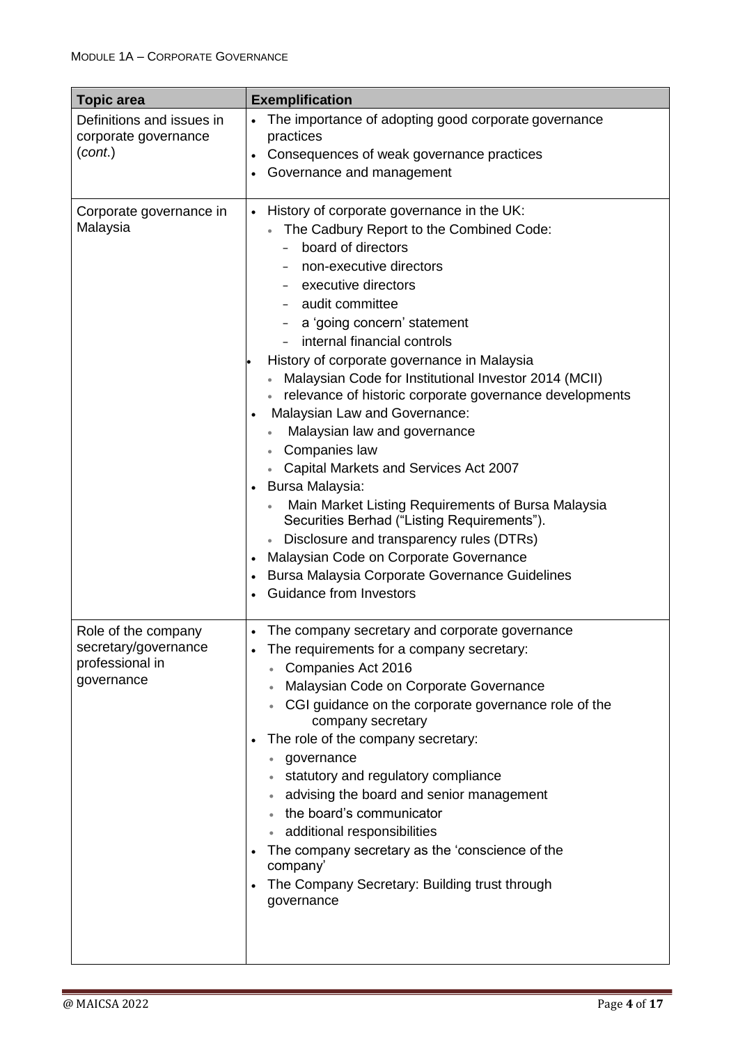| Topic area | Exemplification |
|---|---|
| Definitions and issues in corporate governance (*cont.*) | • The importance of adopting good corporate governance practices<br>• Consequences of weak governance practices<br>• Governance and management |
| Corporate governance in Malaysia | • History of corporate governance in the UK:<br>&nbsp;&nbsp;• The Cadbury Report to the Combined Code:<br>&nbsp;&nbsp;&nbsp;&nbsp;- board of directors<br>&nbsp;&nbsp;&nbsp;&nbsp;- non-executive directors<br>&nbsp;&nbsp;&nbsp;&nbsp;- executive directors<br>&nbsp;&nbsp;&nbsp;&nbsp;- audit committee<br>&nbsp;&nbsp;&nbsp;&nbsp;- a 'going concern' statement<br>&nbsp;&nbsp;&nbsp;&nbsp;- internal financial controls<br>• History of corporate governance in Malaysia<br>&nbsp;&nbsp;• Malaysian Code for Institutional Investor 2014 (MCII)<br>&nbsp;&nbsp;• relevance of historic corporate governance developments<br>• Malaysian Law and Governance:<br>&nbsp;&nbsp;• Malaysian law and governance<br>&nbsp;&nbsp;• Companies law<br>&nbsp;&nbsp;• Capital Markets and Services Act 2007<br>• Bursa Malaysia:<br>&nbsp;&nbsp;• Main Market Listing Requirements of Bursa Malaysia Securities Berhad ("Listing Requirements").<br>&nbsp;&nbsp;• Disclosure and transparency rules (DTRs)<br>• Malaysian Code on Corporate Governance<br>• Bursa Malaysia Corporate Governance Guidelines<br>• Guidance from Investors |
| Role of the company secretary/governance professional in governance | • The company secretary and corporate governance<br>• The requirements for a company secretary:<br>&nbsp;&nbsp;• Companies Act 2016<br>&nbsp;&nbsp;• Malaysian Code on Corporate Governance<br>&nbsp;&nbsp;• CGI guidance on the corporate governance role of the company secretary<br>• The role of the company secretary:<br>&nbsp;&nbsp;• governance<br>&nbsp;&nbsp;• statutory and regulatory compliance<br>&nbsp;&nbsp;• advising the board and senior management<br>&nbsp;&nbsp;• the board's communicator<br>&nbsp;&nbsp;• additional responsibilities<br>• The company secretary as the 'conscience of the company'<br>• The Company Secretary: Building trust through governance |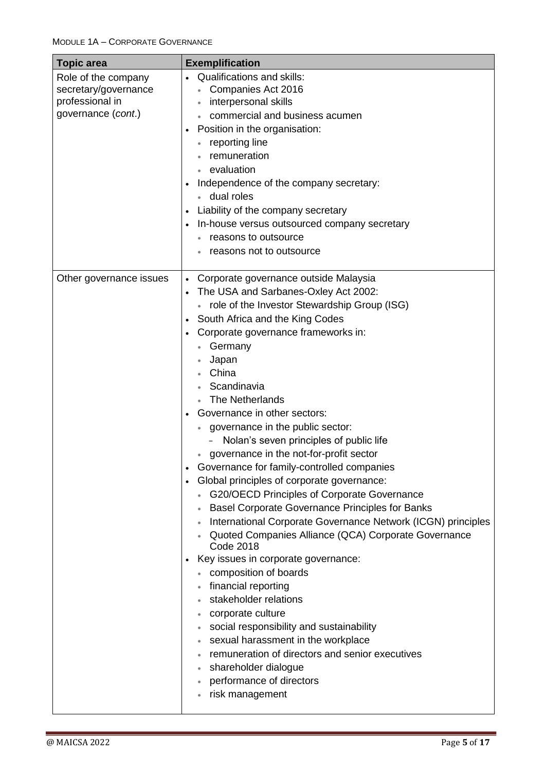MODULE 1A – CORPORATE GOVERNANCE

| Topic area | Exemplification |
|---|---|
| Role of the company secretary/governance professional in governance (*cont*.) | • Qualifications and skills:<br>  ◦ Companies Act 2016<br>  ◦ interpersonal skills<br>  ◦ commercial and business acumen<br>• Position in the organisation:<br>  ◦ reporting line<br>  ◦ remuneration<br>  ◦ evaluation<br>• Independence of the company secretary:<br>  ◦ dual roles<br>• Liability of the company secretary<br>• In-house versus outsourced company secretary<br>  ◦ reasons to outsource<br>  ◦ reasons not to outsource |
| Other governance issues | • Corporate governance outside Malaysia<br>• The USA and Sarbanes-Oxley Act 2002:<br>  ◦ role of the Investor Stewardship Group (ISG)<br>• South Africa and the King Codes<br>• Corporate governance frameworks in:<br>  ◦ Germany<br>  ◦ Japan<br>  ◦ China<br>  ◦ Scandinavia<br>  ◦ The Netherlands<br>• Governance in other sectors:<br>  ◦ governance in the public sector:<br>    – Nolan's seven principles of public life<br>  ◦ governance in the not-for-profit sector<br>• Governance for family-controlled companies<br>• Global principles of corporate governance:<br>  ◦ G20/OECD Principles of Corporate Governance<br>  ◦ Basel Corporate Governance Principles for Banks<br>  ◦ International Corporate Governance Network (ICGN) principles<br>  ◦ Quoted Companies Alliance (QCA) Corporate Governance Code 2018<br>• Key issues in corporate governance:<br>  ◦ composition of boards<br>  ◦ financial reporting<br>  ◦ stakeholder relations<br>  ◦ corporate culture<br>  ◦ social responsibility and sustainability<br>  ◦ sexual harassment in the workplace<br>  ◦ remuneration of directors and senior executives<br>  ◦ shareholder dialogue<br>  ◦ performance of directors<br>  ◦ risk management |

@ MAICSA 2022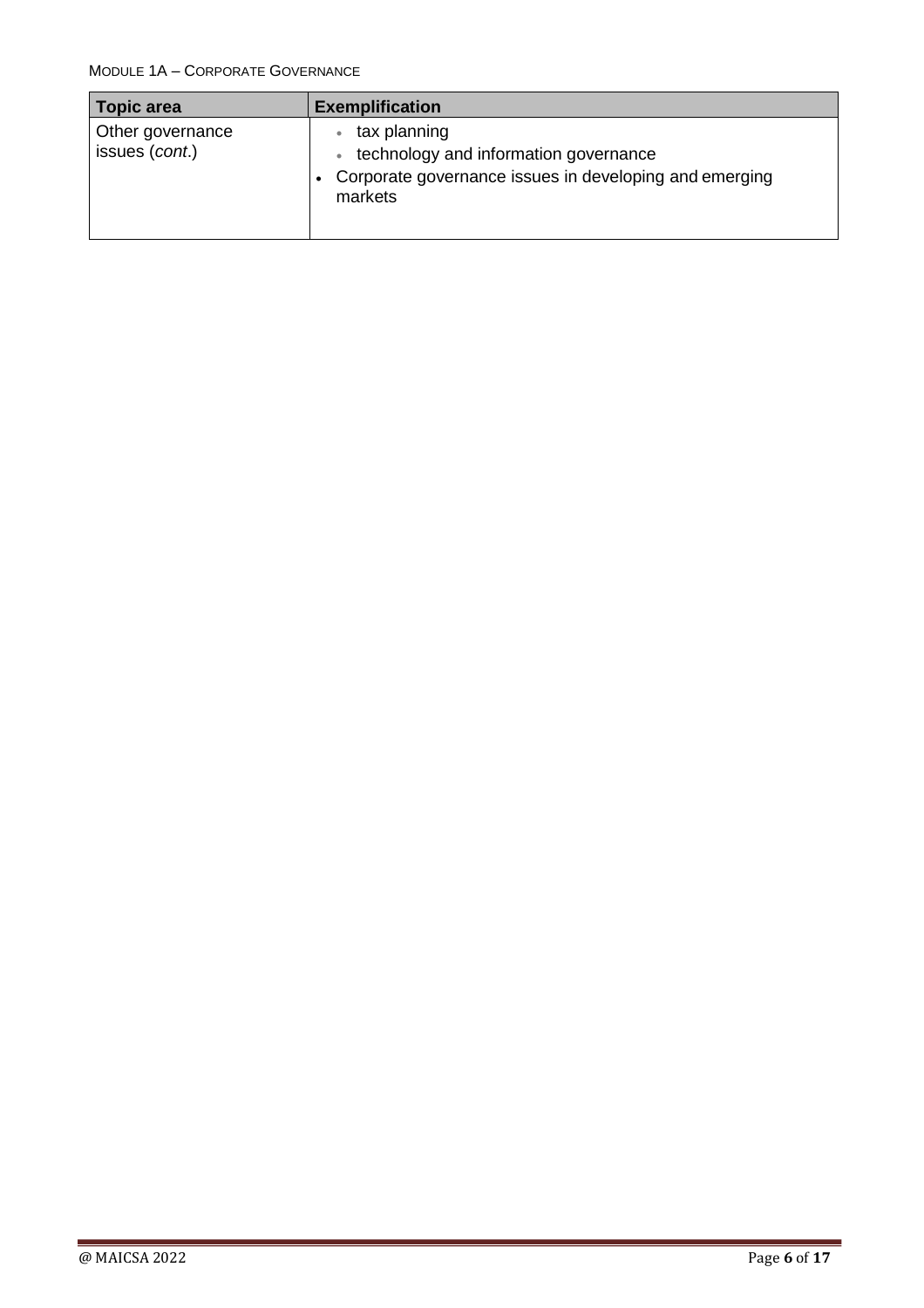| Topic area | Exemplification |
| --- | --- |
| Other governance issues (*cont*.) | • tax planning<br>• technology and information governance<br>• Corporate governance issues in developing and emerging markets |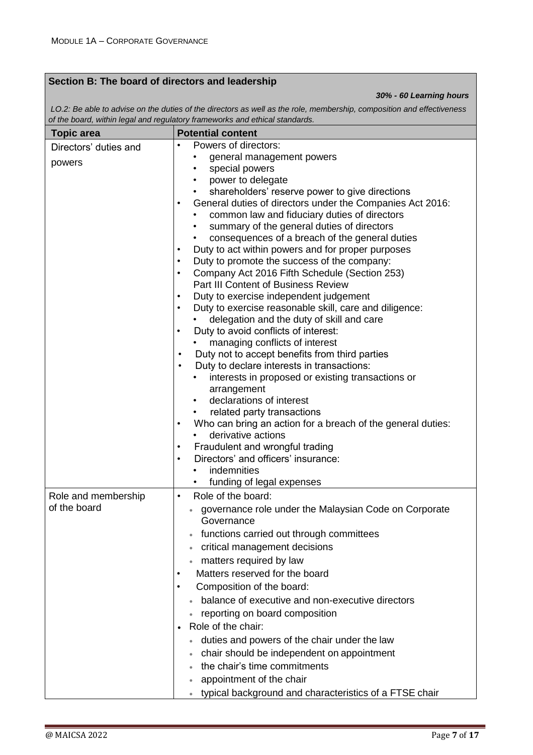| **Section B: The board of directors and leadership** | |
|---|---|
| | ***30% - 60 Learning hours*** |
| *LO.2: Be able to advise on the duties of the directors as well as the role, membership, composition and effectiveness of the board, within legal and regulatory frameworks and ethical standards.* | |
| **Topic area** | **Potential content** |
| Directors' duties and powers | • Powers of directors:<br>  • general management powers<br>  • special powers<br>  • power to delegate<br>  • shareholders' reserve power to give directions<br>• General duties of directors under the Companies Act 2016:<br>  • common law and fiduciary duties of directors<br>  • summary of the general duties of directors<br>  • consequences of a breach of the general duties<br>• Duty to act within powers and for proper purposes<br>• Duty to promote the success of the company:<br>• Company Act 2016 Fifth Schedule (Section 253) Part III Content of Business Review<br>• Duty to exercise independent judgement<br>• Duty to exercise reasonable skill, care and diligence:<br>  • delegation and the duty of skill and care<br>• Duty to avoid conflicts of interest:<br>  • managing conflicts of interest<br>• Duty not to accept benefits from third parties<br>• Duty to declare interests in transactions:<br>  • interests in proposed or existing transactions or arrangement<br>  • declarations of interest<br>  • related party transactions<br>• Who can bring an action for a breach of the general duties:<br>  • derivative actions<br>• Fraudulent and wrongful trading<br>• Directors' and officers' insurance:<br>  • indemnities<br>  • funding of legal expenses |
| Role and membership of the board | • Role of the board:<br>  • governance role under the Malaysian Code on Corporate Governance<br>  • functions carried out through committees<br>  • critical management decisions<br>  • matters required by law<br>• Matters reserved for the board<br>• Composition of the board:<br>  • balance of executive and non-executive directors<br>  • reporting on board composition<br>• Role of the chair:<br>  • duties and powers of the chair under the law<br>  • chair should be independent on appointment<br>  • the chair's time commitments<br>  • appointment of the chair<br>  • typical background and characteristics of a FTSE chair |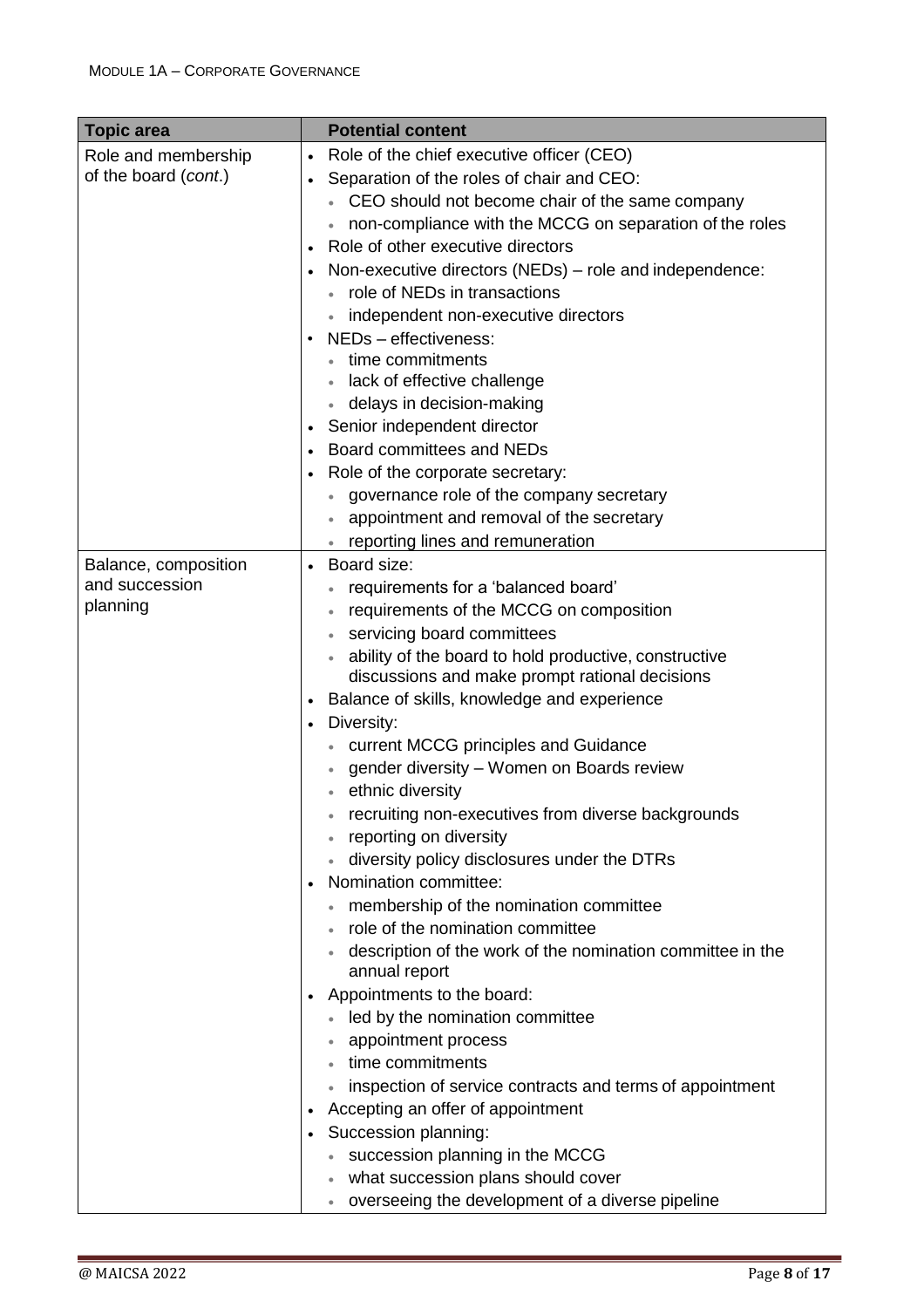| Topic area | Potential content |
|---|---|
| Role and membership of the board (*cont.*) | • Role of the chief executive officer (CEO)<br>• Separation of the roles of chair and CEO:<br>  ◦ CEO should not become chair of the same company<br>  ◦ non-compliance with the MCCG on separation of the roles<br>• Role of other executive directors<br>• Non-executive directors (NEDs) – role and independence:<br>  ◦ role of NEDs in transactions<br>  ◦ independent non-executive directors<br>• NEDs – effectiveness:<br>  ◦ time commitments<br>  ◦ lack of effective challenge<br>  ◦ delays in decision-making<br>• Senior independent director<br>• Board committees and NEDs<br>• Role of the corporate secretary:<br>  ◦ governance role of the company secretary<br>  ◦ appointment and removal of the secretary<br>  ◦ reporting lines and remuneration |
| Balance, composition and succession planning | • Board size:<br>  ◦ requirements for a 'balanced board'<br>  ◦ requirements of the MCCG on composition<br>  ◦ servicing board committees<br>  ◦ ability of the board to hold productive, constructive discussions and make prompt rational decisions<br>• Balance of skills, knowledge and experience<br>• Diversity:<br>  ◦ current MCCG principles and Guidance<br>  ◦ gender diversity – Women on Boards review<br>  ◦ ethnic diversity<br>  ◦ recruiting non-executives from diverse backgrounds<br>  ◦ reporting on diversity<br>  ◦ diversity policy disclosures under the DTRs<br>• Nomination committee:<br>  ◦ membership of the nomination committee<br>  ◦ role of the nomination committee<br>  ◦ description of the work of the nomination committee in the annual report<br>• Appointments to the board:<br>  ◦ led by the nomination committee<br>  ◦ appointment process<br>  ◦ time commitments<br>  ◦ inspection of service contracts and terms of appointment<br>• Accepting an offer of appointment<br>• Succession planning:<br>  ◦ succession planning in the MCCG<br>  ◦ what succession plans should cover<br>  ◦ overseeing the development of a diverse pipeline |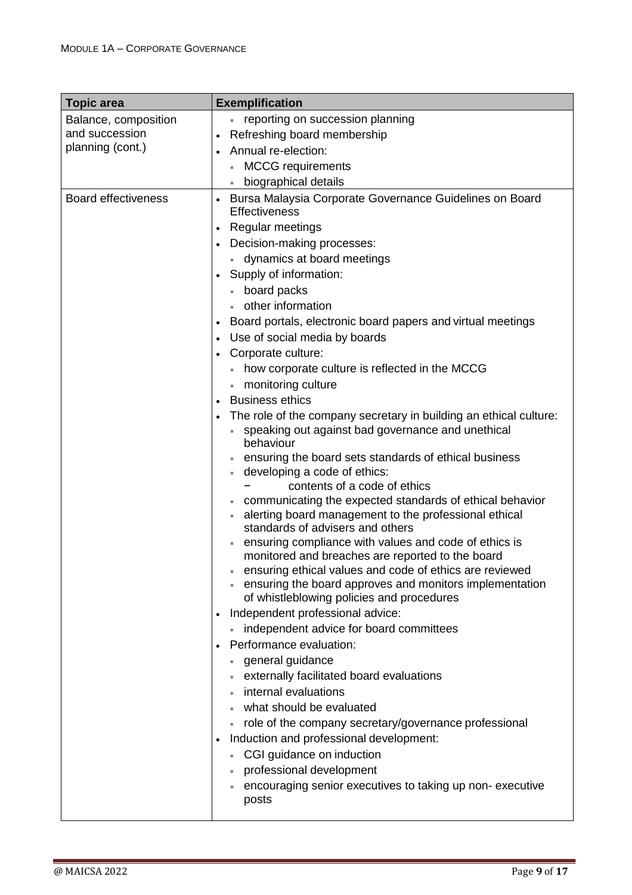| Topic area | Exemplification |
| --- | --- |
| Balance, composition and succession planning (cont.) | • reporting on succession planning<br>• Refreshing board membership<br>• Annual re-election:<br>  • MCCG requirements<br>  • biographical details |
| Board effectiveness | • Bursa Malaysia Corporate Governance Guidelines on Board Effectiveness<br>• Regular meetings<br>• Decision-making processes:<br>  • dynamics at board meetings<br>• Supply of information:<br>  • board packs<br>  • other information<br>• Board portals, electronic board papers and virtual meetings<br>• Use of social media by boards<br>• Corporate culture:<br>  • how corporate culture is reflected in the MCCG<br>  • monitoring culture<br>• Business ethics<br>• The role of the company secretary in building an ethical culture:<br>  • speaking out against bad governance and unethical behaviour<br>  • ensuring the board sets standards of ethical business<br>  • developing a code of ethics:<br>    − contents of a code of ethics<br>  • communicating the expected standards of ethical behavior<br>  • alerting board management to the professional ethical standards of advisers and others<br>  • ensuring compliance with values and code of ethics is monitored and breaches are reported to the board<br>  • ensuring ethical values and code of ethics are reviewed<br>  • ensuring the board approves and monitors implementation of whistleblowing policies and procedures<br>• Independent professional advice:<br>  • independent advice for board committees<br>• Performance evaluation:<br>  • general guidance<br>  • externally facilitated board evaluations<br>  • internal evaluations<br>  • what should be evaluated<br>  • role of the company secretary/governance professional<br>• Induction and professional development:<br>  • CGI guidance on induction<br>  • professional development<br>  • encouraging senior executives to taking up non- executive posts |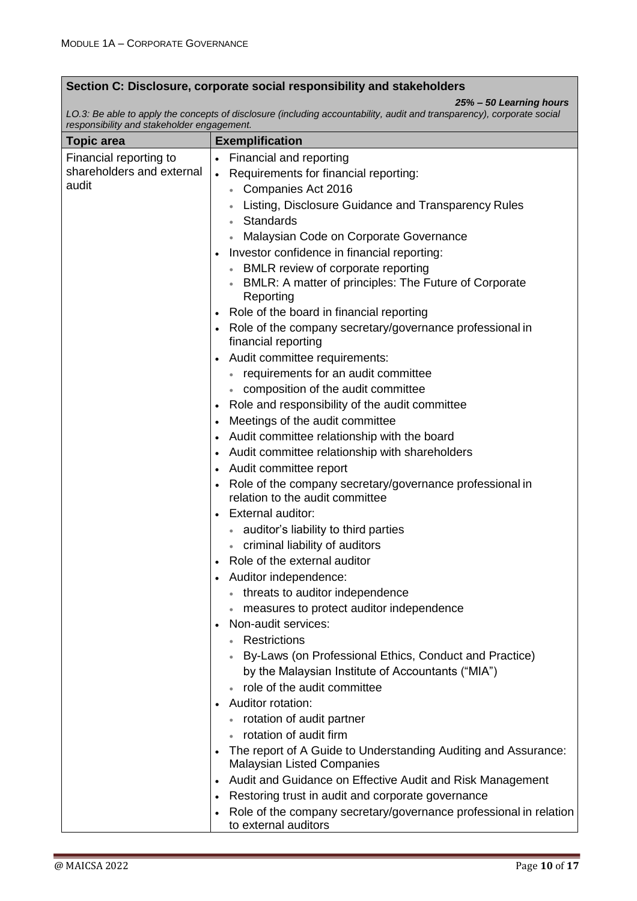| **Section C: Disclosure, corporate social responsibility and stakeholders** | |
|---|---|
| ***25% – 50 Learning hours*** *LO.3: Be able to apply the concepts of disclosure (including accountability, audit and transparency), corporate social responsibility and stakeholder engagement.* | |
| **Topic area** | **Exemplification** |
| Financial reporting to shareholders and external audit | • Financial and reporting<br>• Requirements for financial reporting:<br>&nbsp;&nbsp;◦ Companies Act 2016<br>&nbsp;&nbsp;◦ Listing, Disclosure Guidance and Transparency Rules<br>&nbsp;&nbsp;◦ Standards<br>&nbsp;&nbsp;◦ Malaysian Code on Corporate Governance<br>• Investor confidence in financial reporting:<br>&nbsp;&nbsp;◦ BMLR review of corporate reporting<br>&nbsp;&nbsp;◦ BMLR: A matter of principles: The Future of Corporate Reporting<br>• Role of the board in financial reporting<br>• Role of the company secretary/governance professional in financial reporting<br>• Audit committee requirements:<br>&nbsp;&nbsp;◦ requirements for an audit committee<br>&nbsp;&nbsp;◦ composition of the audit committee<br>• Role and responsibility of the audit committee<br>• Meetings of the audit committee<br>• Audit committee relationship with the board<br>• Audit committee relationship with shareholders<br>• Audit committee report<br>• Role of the company secretary/governance professional in relation to the audit committee<br>• External auditor:<br>&nbsp;&nbsp;◦ auditor's liability to third parties<br>&nbsp;&nbsp;◦ criminal liability of auditors<br>• Role of the external auditor<br>• Auditor independence:<br>&nbsp;&nbsp;◦ threats to auditor independence<br>&nbsp;&nbsp;◦ measures to protect auditor independence<br>• Non-audit services:<br>&nbsp;&nbsp;◦ Restrictions<br>&nbsp;&nbsp;◦ By-Laws (on Professional Ethics, Conduct and Practice) by the Malaysian Institute of Accountants ("MIA")<br>&nbsp;&nbsp;◦ role of the audit committee<br>• Auditor rotation:<br>&nbsp;&nbsp;◦ rotation of audit partner<br>&nbsp;&nbsp;◦ rotation of audit firm<br>• The report of A Guide to Understanding Auditing and Assurance: Malaysian Listed Companies<br>• Audit and Guidance on Effective Audit and Risk Management<br>• Restoring trust in audit and corporate governance<br>• Role of the company secretary/governance professional in relation to external auditors |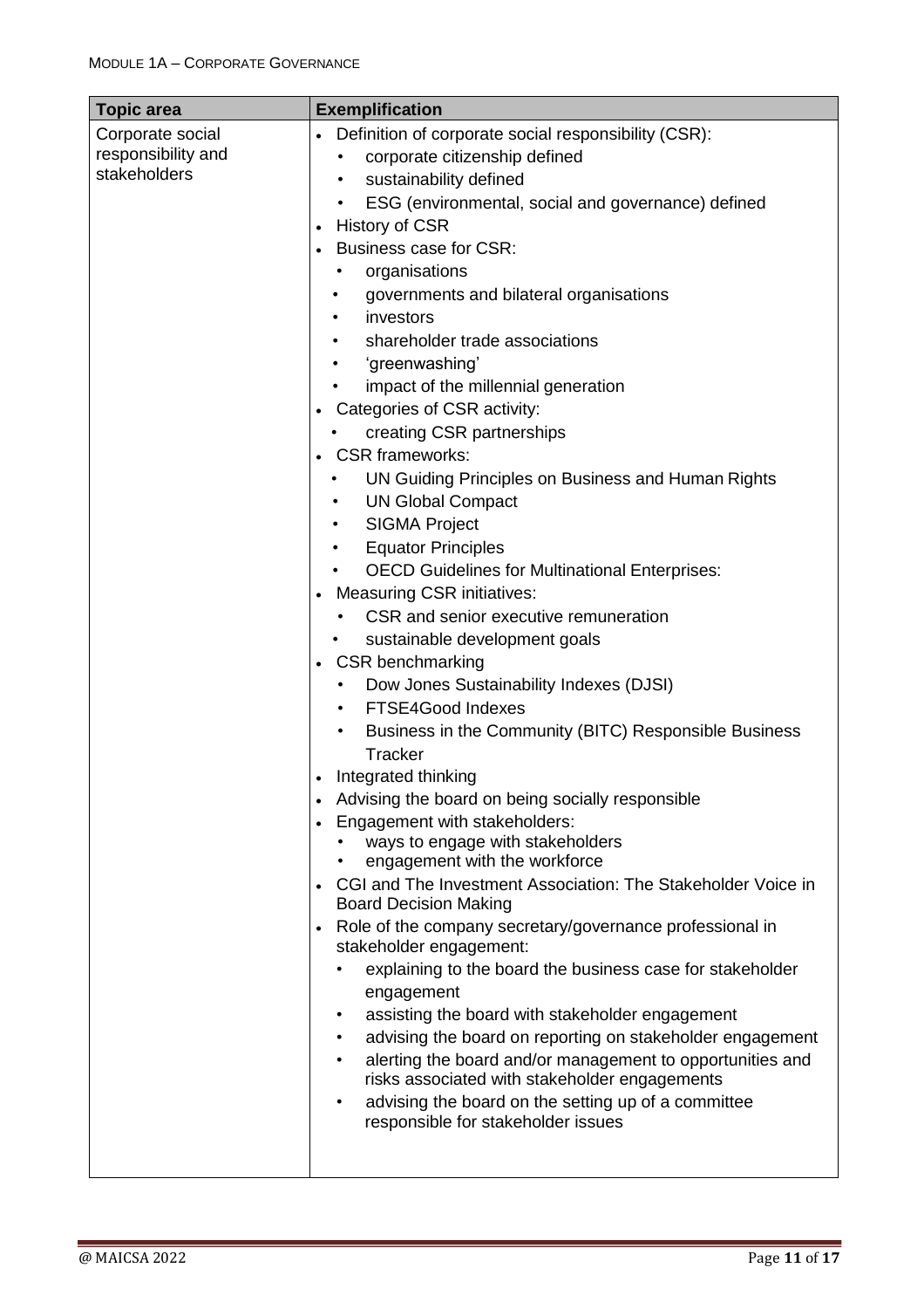| Topic area | Exemplification |
|---|---|
| Corporate social responsibility and stakeholders | • Definition of corporate social responsibility (CSR):<br>  • corporate citizenship defined<br>  • sustainability defined<br>  • ESG (environmental, social and governance) defined<br>• History of CSR<br>• Business case for CSR:<br>  • organisations<br>  • governments and bilateral organisations<br>  • investors<br>  • shareholder trade associations<br>  • 'greenwashing'<br>  • impact of the millennial generation<br>• Categories of CSR activity:<br>  • creating CSR partnerships<br>• CSR frameworks:<br>  • UN Guiding Principles on Business and Human Rights<br>  • UN Global Compact<br>  • SIGMA Project<br>  • Equator Principles<br>  • OECD Guidelines for Multinational Enterprises:<br>• Measuring CSR initiatives:<br>  • CSR and senior executive remuneration<br>  • sustainable development goals<br>• CSR benchmarking<br>  • Dow Jones Sustainability Indexes (DJSI)<br>  • FTSE4Good Indexes<br>  • Business in the Community (BITC) Responsible Business Tracker<br>• Integrated thinking<br>• Advising the board on being socially responsible<br>• Engagement with stakeholders:<br>  • ways to engage with stakeholders<br>  • engagement with the workforce<br>• CGI and The Investment Association: The Stakeholder Voice in Board Decision Making<br>• Role of the company secretary/governance professional in stakeholder engagement:<br>  • explaining to the board the business case for stakeholder engagement<br>  • assisting the board with stakeholder engagement<br>  • advising the board on reporting on stakeholder engagement<br>  • alerting the board and/or management to opportunities and risks associated with stakeholder engagements<br>  • advising the board on the setting up of a committee responsible for stakeholder issues |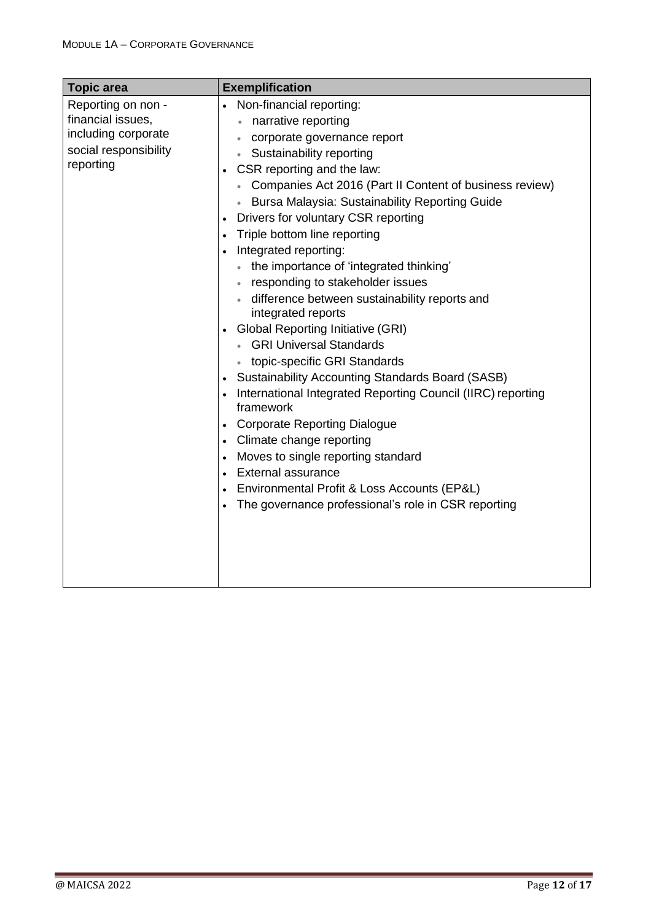| Topic area | Exemplification |
| --- | --- |
| Reporting on non - financial issues, including corporate social responsibility reporting | • Non-financial reporting:<br>  ◦ narrative reporting<br>  ◦ corporate governance report<br>  ◦ Sustainability reporting<br>• CSR reporting and the law:<br>  ◦ Companies Act 2016 (Part II Content of business review)<br>  ◦ Bursa Malaysia: Sustainability Reporting Guide<br>• Drivers for voluntary CSR reporting<br>• Triple bottom line reporting<br>• Integrated reporting:<br>  ◦ the importance of 'integrated thinking'<br>  ◦ responding to stakeholder issues<br>  ◦ difference between sustainability reports and integrated reports<br>• Global Reporting Initiative (GRI)<br>  ◦ GRI Universal Standards<br>  ◦ topic-specific GRI Standards<br>• Sustainability Accounting Standards Board (SASB)<br>• International Integrated Reporting Council (IIRC) reporting framework<br>• Corporate Reporting Dialogue<br>• Climate change reporting<br>• Moves to single reporting standard<br>• External assurance<br>• Environmental Profit & Loss Accounts (EP&L)<br>• The governance professional's role in CSR reporting |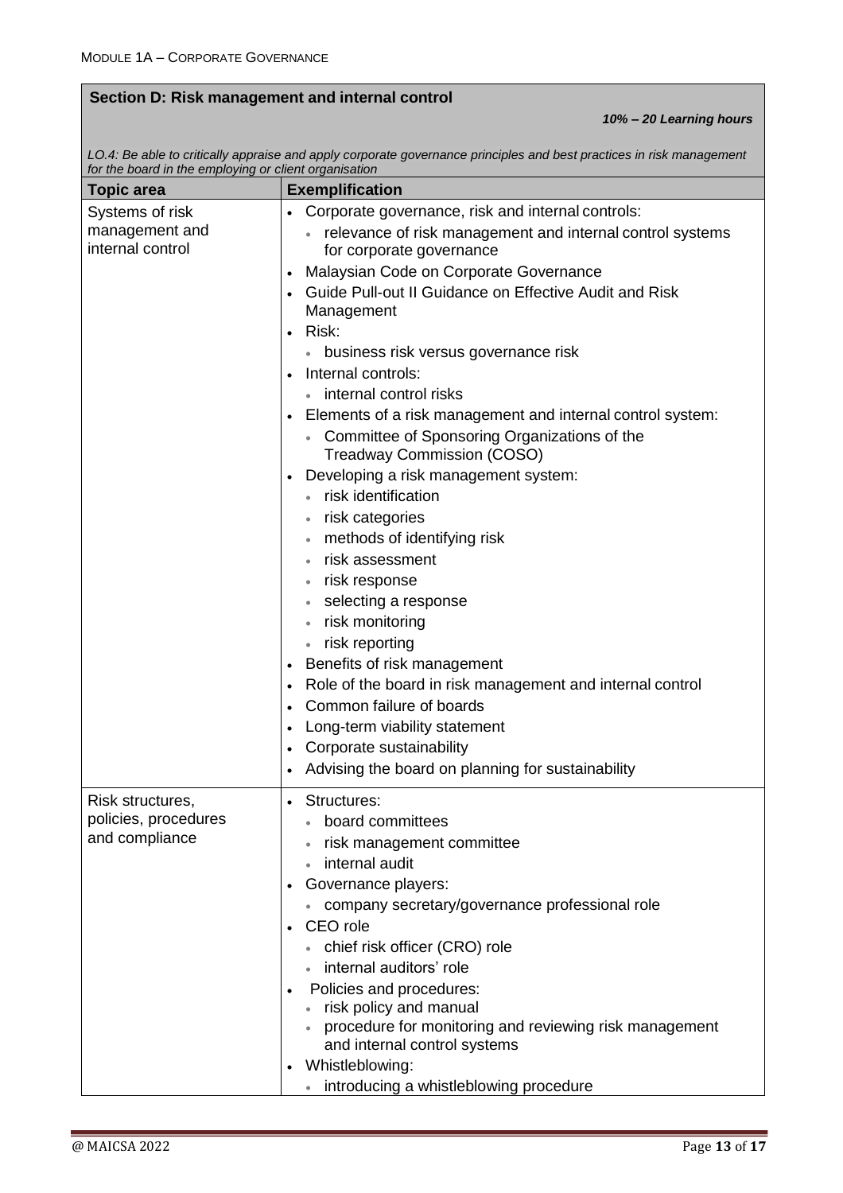## Section D: Risk management and internal control

*10% – 20 Learning hours*

*LO.4: Be able to critically appraise and apply corporate governance principles and best practices in risk management for the board in the employing or client organisation*

| Topic area | Exemplification |
|---|---|
| Systems of risk management and internal control | • Corporate governance, risk and internal controls:<br>  ◦ relevance of risk management and internal control systems for corporate governance<br>• Malaysian Code on Corporate Governance<br>• Guide Pull-out II Guidance on Effective Audit and Risk Management<br>• Risk:<br>  ◦ business risk versus governance risk<br>• Internal controls:<br>  ◦ internal control risks<br>• Elements of a risk management and internal control system:<br>  ◦ Committee of Sponsoring Organizations of the Treadway Commission (COSO)<br>• Developing a risk management system:<br>  ◦ risk identification<br>  ◦ risk categories<br>  ◦ methods of identifying risk<br>  ◦ risk assessment<br>  ◦ risk response<br>  ◦ selecting a response<br>  ◦ risk monitoring<br>  ◦ risk reporting<br>• Benefits of risk management<br>• Role of the board in risk management and internal control<br>• Common failure of boards<br>• Long-term viability statement<br>• Corporate sustainability<br>• Advising the board on planning for sustainability |
| Risk structures, policies, procedures and compliance | • Structures:<br>  ◦ board committees<br>  ◦ risk management committee<br>  ◦ internal audit<br>• Governance players:<br>  ◦ company secretary/governance professional role<br>• CEO role<br>  ◦ chief risk officer (CRO) role<br>  ◦ internal auditors' role<br>• Policies and procedures:<br>  ◦ risk policy and manual<br>  ◦ procedure for monitoring and reviewing risk management and internal control systems<br>• Whistleblowing:<br>  ◦ introducing a whistleblowing procedure |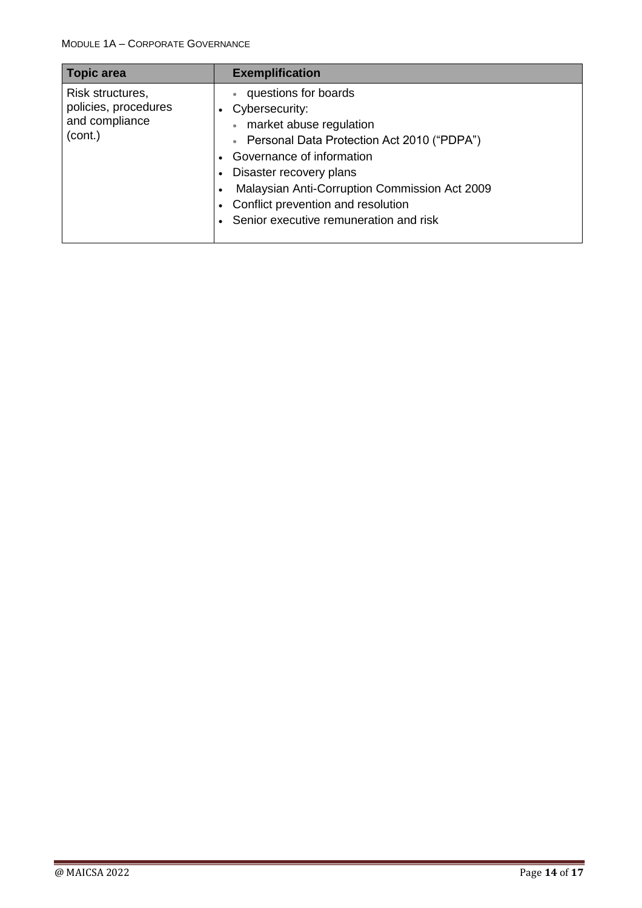| Topic area | Exemplification |
| --- | --- |
| Risk structures, policies, procedures and compliance (cont.) | ◦ questions for boards<br>• Cybersecurity:<br>◦ market abuse regulation<br>◦ Personal Data Protection Act 2010 ("PDPA")<br>• Governance of information<br>• Disaster recovery plans<br>• Malaysian Anti-Corruption Commission Act 2009<br>• Conflict prevention and resolution<br>• Senior executive remuneration and risk |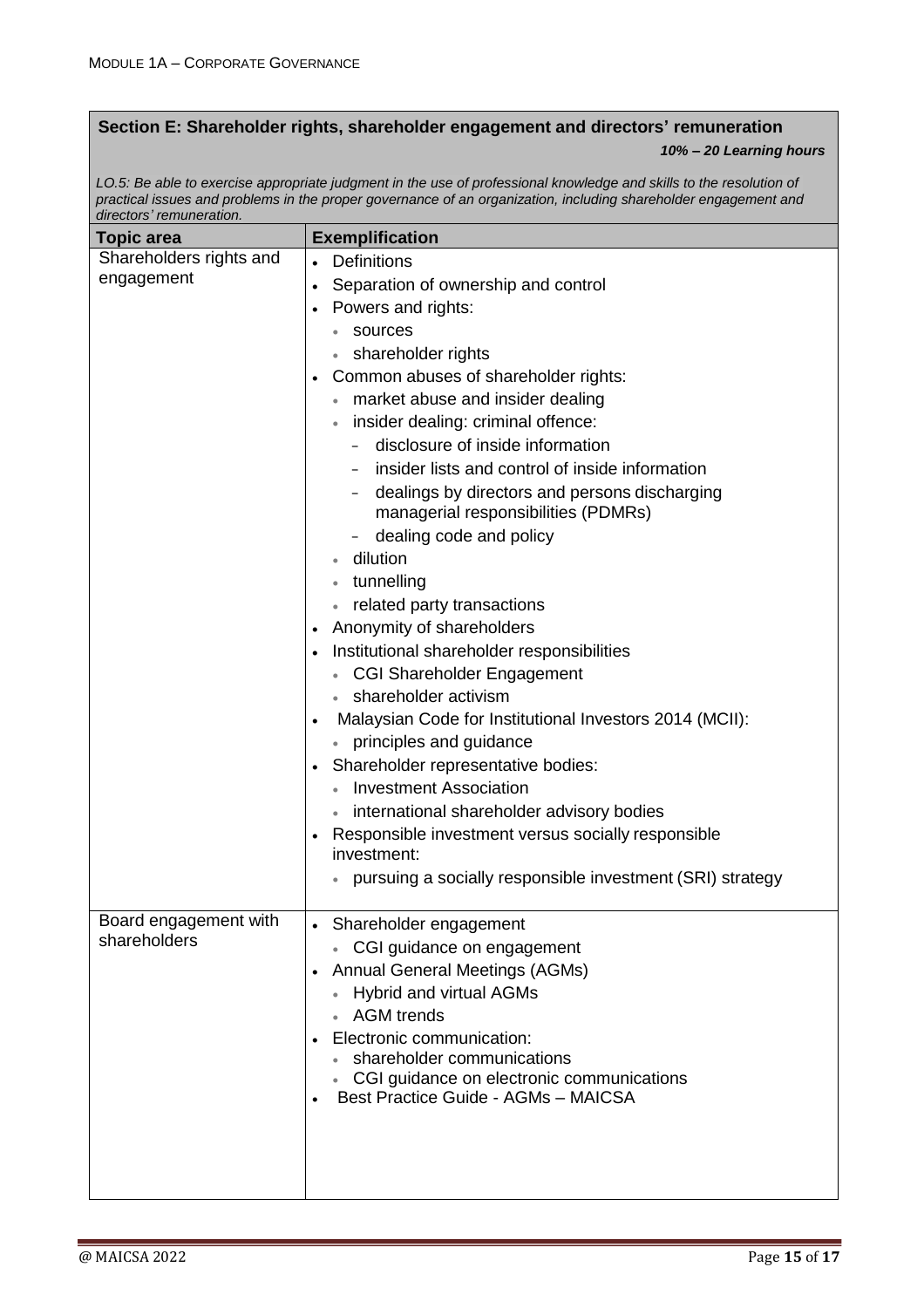## Section E: Shareholder rights, shareholder engagement and directors' remuneration

***10% – 20 Learning hours***

*LO.5: Be able to exercise appropriate judgment in the use of professional knowledge and skills to the resolution of practical issues and problems in the proper governance of an organization, including shareholder engagement and directors' remuneration.*

| Topic area | Exemplification |
| --- | --- |
| Shareholders rights and engagement | • Definitions<br>• Separation of ownership and control<br>• Powers and rights:<br>&nbsp;&nbsp;◦ sources<br>&nbsp;&nbsp;◦ shareholder rights<br>• Common abuses of shareholder rights:<br>&nbsp;&nbsp;◦ market abuse and insider dealing<br>&nbsp;&nbsp;◦ insider dealing: criminal offence:<br>&nbsp;&nbsp;&nbsp;&nbsp;- disclosure of inside information<br>&nbsp;&nbsp;&nbsp;&nbsp;- insider lists and control of inside information<br>&nbsp;&nbsp;&nbsp;&nbsp;- dealings by directors and persons discharging managerial responsibilities (PDMRs)<br>&nbsp;&nbsp;&nbsp;&nbsp;- dealing code and policy<br>&nbsp;&nbsp;◦ dilution<br>&nbsp;&nbsp;◦ tunnelling<br>&nbsp;&nbsp;◦ related party transactions<br>• Anonymity of shareholders<br>• Institutional shareholder responsibilities<br>&nbsp;&nbsp;◦ CGI Shareholder Engagement<br>&nbsp;&nbsp;◦ shareholder activism<br>• Malaysian Code for Institutional Investors 2014 (MCII):<br>&nbsp;&nbsp;◦ principles and guidance<br>• Shareholder representative bodies:<br>&nbsp;&nbsp;◦ Investment Association<br>&nbsp;&nbsp;◦ international shareholder advisory bodies<br>• Responsible investment versus socially responsible investment:<br>&nbsp;&nbsp;◦ pursuing a socially responsible investment (SRI) strategy |
| Board engagement with shareholders | • Shareholder engagement<br>&nbsp;&nbsp;◦ CGI guidance on engagement<br>• Annual General Meetings (AGMs)<br>&nbsp;&nbsp;◦ Hybrid and virtual AGMs<br>&nbsp;&nbsp;◦ AGM trends<br>• Electronic communication:<br>&nbsp;&nbsp;◦ shareholder communications<br>&nbsp;&nbsp;◦ CGI guidance on electronic communications<br>• Best Practice Guide - AGMs – MAICSA |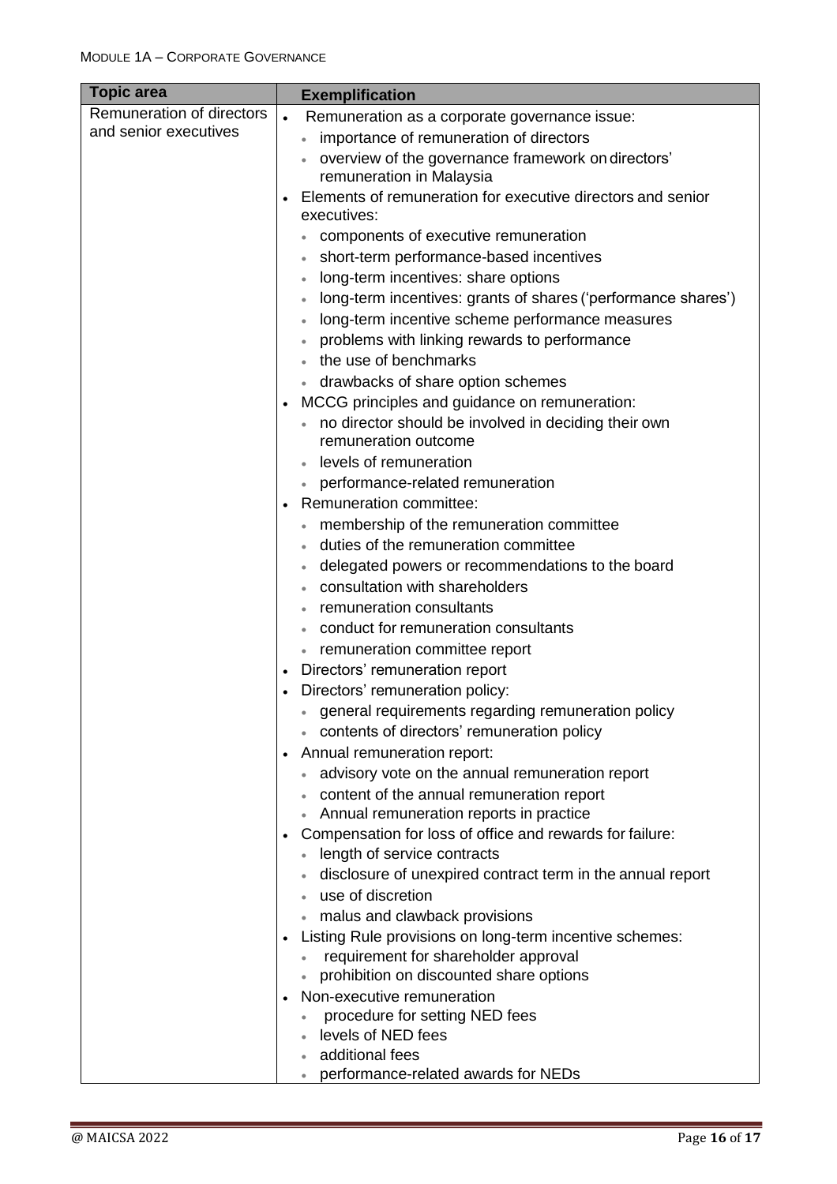| Topic area | Exemplification |
|---|---|
| Remuneration of directors and senior executives | • Remuneration as a corporate governance issue:<br>◦ importance of remuneration of directors<br>◦ overview of the governance framework on directors' remuneration in Malaysia<br>• Elements of remuneration for executive directors and senior executives:<br>◦ components of executive remuneration<br>◦ short-term performance-based incentives<br>◦ long-term incentives: share options<br>◦ long-term incentives: grants of shares ('performance shares')<br>◦ long-term incentive scheme performance measures<br>◦ problems with linking rewards to performance<br>◦ the use of benchmarks<br>◦ drawbacks of share option schemes<br>• MCCG principles and guidance on remuneration:<br>◦ no director should be involved in deciding their own remuneration outcome<br>◦ levels of remuneration<br>◦ performance-related remuneration<br>• Remuneration committee:<br>◦ membership of the remuneration committee<br>◦ duties of the remuneration committee<br>◦ delegated powers or recommendations to the board<br>◦ consultation with shareholders<br>◦ remuneration consultants<br>◦ conduct for remuneration consultants<br>◦ remuneration committee report<br>• Directors' remuneration report<br>• Directors' remuneration policy:<br>◦ general requirements regarding remuneration policy<br>◦ contents of directors' remuneration policy<br>• Annual remuneration report:<br>◦ advisory vote on the annual remuneration report<br>◦ content of the annual remuneration report<br>◦ Annual remuneration reports in practice<br>• Compensation for loss of office and rewards for failure:<br>◦ length of service contracts<br>◦ disclosure of unexpired contract term in the annual report<br>◦ use of discretion<br>◦ malus and clawback provisions<br>• Listing Rule provisions on long-term incentive schemes:<br>◦ requirement for shareholder approval<br>◦ prohibition on discounted share options<br>• Non-executive remuneration<br>◦ procedure for setting NED fees<br>◦ levels of NED fees<br>◦ additional fees<br>◦ performance-related awards for NEDs |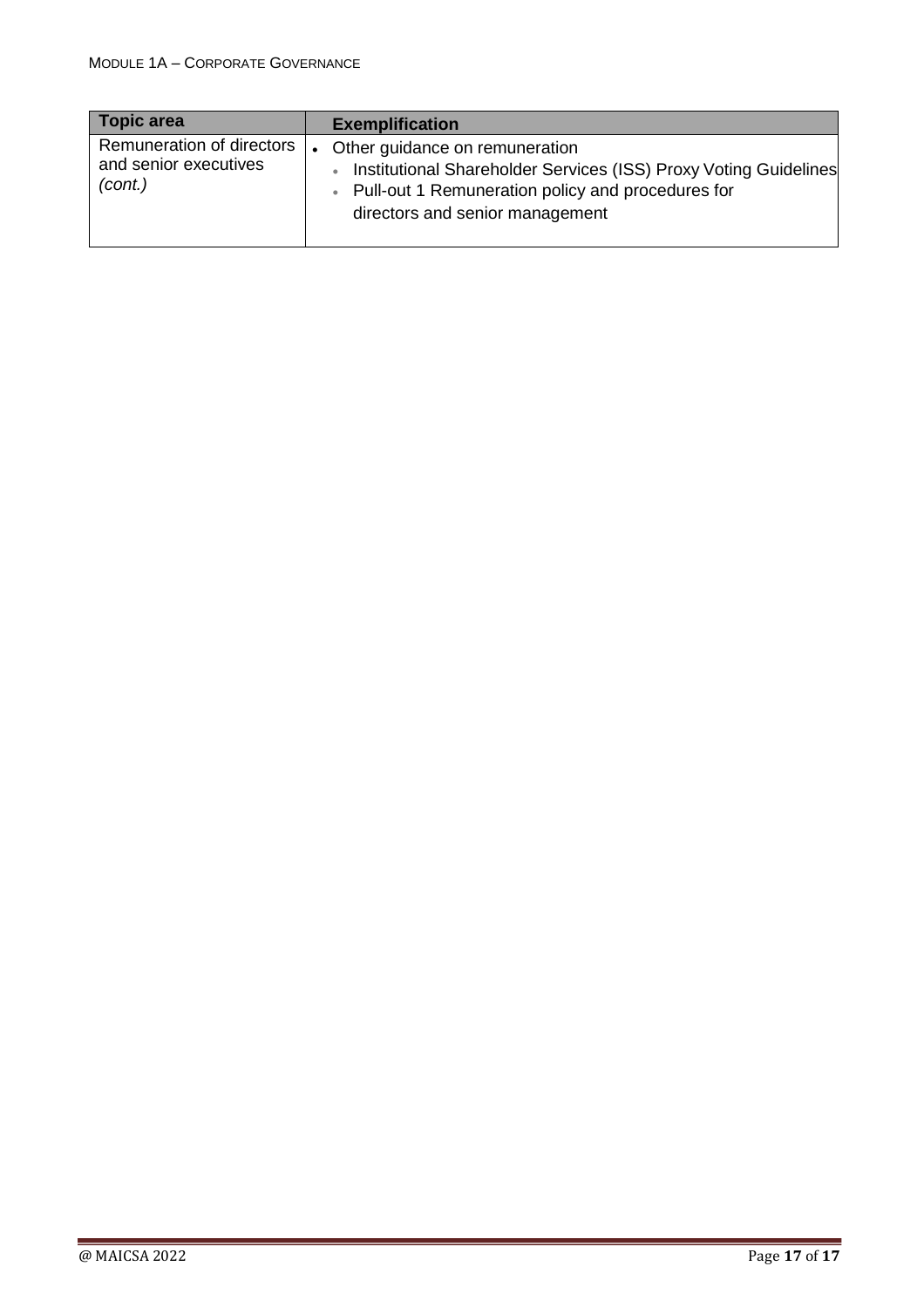| Topic area | Exemplification |
|---|---|
| Remuneration of directors and senior executives *(cont.)* | • Other guidance on remuneration<br>• Institutional Shareholder Services (ISS) Proxy Voting Guidelines<br>• Pull-out 1 Remuneration policy and procedures for directors and senior management |